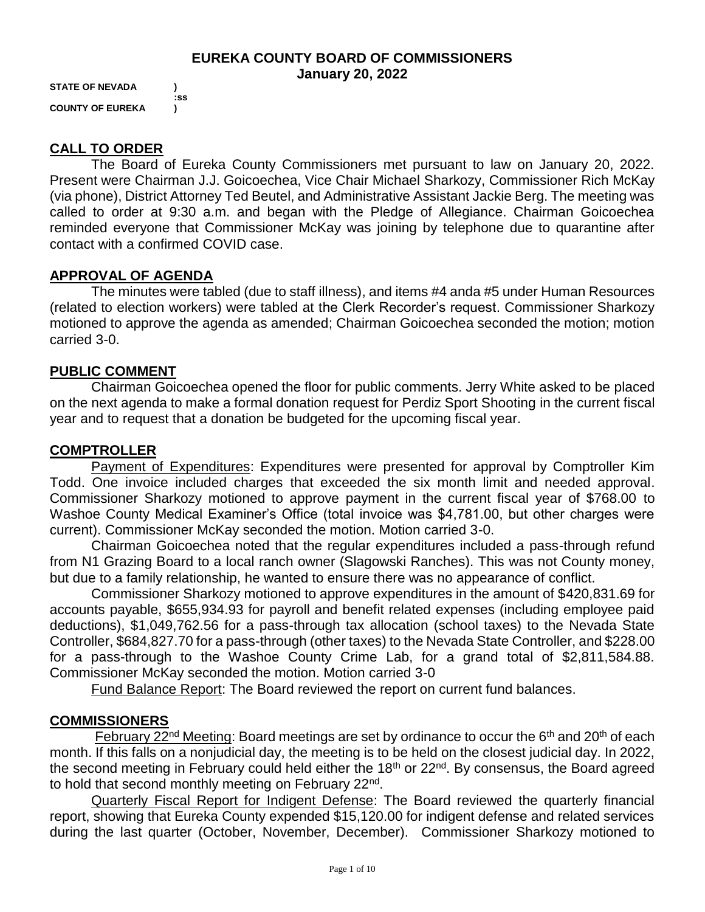# EUREKA COUNTY BOARD OF COMMISSIONERS
## January 20, 2022

**STATE OF NEVADA )**
**:ss**
**COUNTY OF EUREKA )**

## CALL TO ORDER

The Board of Eureka County Commissioners met pursuant to law on January 20, 2022. Present were Chairman J.J. Goicoechea, Vice Chair Michael Sharkozy, Commissioner Rich McKay (via phone), District Attorney Ted Beutel, and Administrative Assistant Jackie Berg. The meeting was called to order at 9:30 a.m. and began with the Pledge of Allegiance. Chairman Goicoechea reminded everyone that Commissioner McKay was joining by telephone due to quarantine after contact with a confirmed COVID case.

## APPROVAL OF AGENDA

The minutes were tabled (due to staff illness), and items #4 anda #5 under Human Resources (related to election workers) were tabled at the Clerk Recorder's request. Commissioner Sharkozy motioned to approve the agenda as amended; Chairman Goicoechea seconded the motion; motion carried 3-0.

## PUBLIC COMMENT

Chairman Goicoechea opened the floor for public comments. Jerry White asked to be placed on the next agenda to make a formal donation request for Perdiz Sport Shooting in the current fiscal year and to request that a donation be budgeted for the upcoming fiscal year.

## COMPTROLLER

Payment of Expenditures: Expenditures were presented for approval by Comptroller Kim Todd. One invoice included charges that exceeded the six month limit and needed approval. Commissioner Sharkozy motioned to approve payment in the current fiscal year of $768.00 to Washoe County Medical Examiner's Office (total invoice was $4,781.00, but other charges were current). Commissioner McKay seconded the motion. Motion carried 3-0.

Chairman Goicoechea noted that the regular expenditures included a pass-through refund from N1 Grazing Board to a local ranch owner (Slagowski Ranches). This was not County money, but due to a family relationship, he wanted to ensure there was no appearance of conflict.

Commissioner Sharkozy motioned to approve expenditures in the amount of $420,831.69 for accounts payable, $655,934.93 for payroll and benefit related expenses (including employee paid deductions), $1,049,762.56 for a pass-through tax allocation (school taxes) to the Nevada State Controller, $684,827.70 for a pass-through (other taxes) to the Nevada State Controller, and $228.00 for a pass-through to the Washoe County Crime Lab, for a grand total of $2,811,584.88. Commissioner McKay seconded the motion. Motion carried 3-0

Fund Balance Report: The Board reviewed the report on current fund balances.

## COMMISSIONERS

February 22nd Meeting: Board meetings are set by ordinance to occur the 6th and 20th of each month. If this falls on a nonjudicial day, the meeting is to be held on the closest judicial day. In 2022, the second meeting in February could held either the 18th or 22nd. By consensus, the Board agreed to hold that second monthly meeting on February 22nd.

Quarterly Fiscal Report for Indigent Defense: The Board reviewed the quarterly financial report, showing that Eureka County expended $15,120.00 for indigent defense and related services during the last quarter (October, November, December). Commissioner Sharkozy motioned to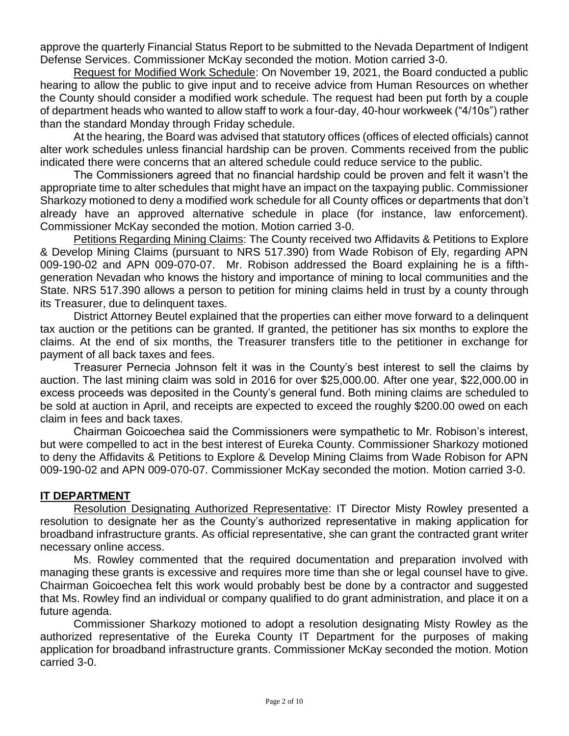approve the quarterly Financial Status Report to be submitted to the Nevada Department of Indigent Defense Services. Commissioner McKay seconded the motion. Motion carried 3-0.

Request for Modified Work Schedule: On November 19, 2021, the Board conducted a public hearing to allow the public to give input and to receive advice from Human Resources on whether the County should consider a modified work schedule. The request had been put forth by a couple of department heads who wanted to allow staff to work a four-day, 40-hour workweek ("4/10s") rather than the standard Monday through Friday schedule.

At the hearing, the Board was advised that statutory offices (offices of elected officials) cannot alter work schedules unless financial hardship can be proven. Comments received from the public indicated there were concerns that an altered schedule could reduce service to the public.

The Commissioners agreed that no financial hardship could be proven and felt it wasn't the appropriate time to alter schedules that might have an impact on the taxpaying public. Commissioner Sharkozy motioned to deny a modified work schedule for all County offices or departments that don't already have an approved alternative schedule in place (for instance, law enforcement). Commissioner McKay seconded the motion. Motion carried 3-0.

Petitions Regarding Mining Claims: The County received two Affidavits & Petitions to Explore & Develop Mining Claims (pursuant to NRS 517.390) from Wade Robison of Ely, regarding APN 009-190-02 and APN 009-070-07. Mr. Robison addressed the Board explaining he is a fifth-generation Nevadan who knows the history and importance of mining to local communities and the State. NRS 517.390 allows a person to petition for mining claims held in trust by a county through its Treasurer, due to delinquent taxes.

District Attorney Beutel explained that the properties can either move forward to a delinquent tax auction or the petitions can be granted. If granted, the petitioner has six months to explore the claims. At the end of six months, the Treasurer transfers title to the petitioner in exchange for payment of all back taxes and fees.

Treasurer Pernecia Johnson felt it was in the County's best interest to sell the claims by auction. The last mining claim was sold in 2016 for over $25,000.00. After one year, $22,000.00 in excess proceeds was deposited in the County's general fund. Both mining claims are scheduled to be sold at auction in April, and receipts are expected to exceed the roughly $200.00 owed on each claim in fees and back taxes.

Chairman Goicoechea said the Commissioners were sympathetic to Mr. Robison's interest, but were compelled to act in the best interest of Eureka County. Commissioner Sharkozy motioned to deny the Affidavits & Petitions to Explore & Develop Mining Claims from Wade Robison for APN 009-190-02 and APN 009-070-07. Commissioner McKay seconded the motion. Motion carried 3-0.

## IT DEPARTMENT

Resolution Designating Authorized Representative: IT Director Misty Rowley presented a resolution to designate her as the County's authorized representative in making application for broadband infrastructure grants. As official representative, she can grant the contracted grant writer necessary online access.

Ms. Rowley commented that the required documentation and preparation involved with managing these grants is excessive and requires more time than she or legal counsel have to give. Chairman Goicoechea felt this work would probably best be done by a contractor and suggested that Ms. Rowley find an individual or company qualified to do grant administration, and place it on a future agenda.

Commissioner Sharkozy motioned to adopt a resolution designating Misty Rowley as the authorized representative of the Eureka County IT Department for the purposes of making application for broadband infrastructure grants. Commissioner McKay seconded the motion. Motion carried 3-0.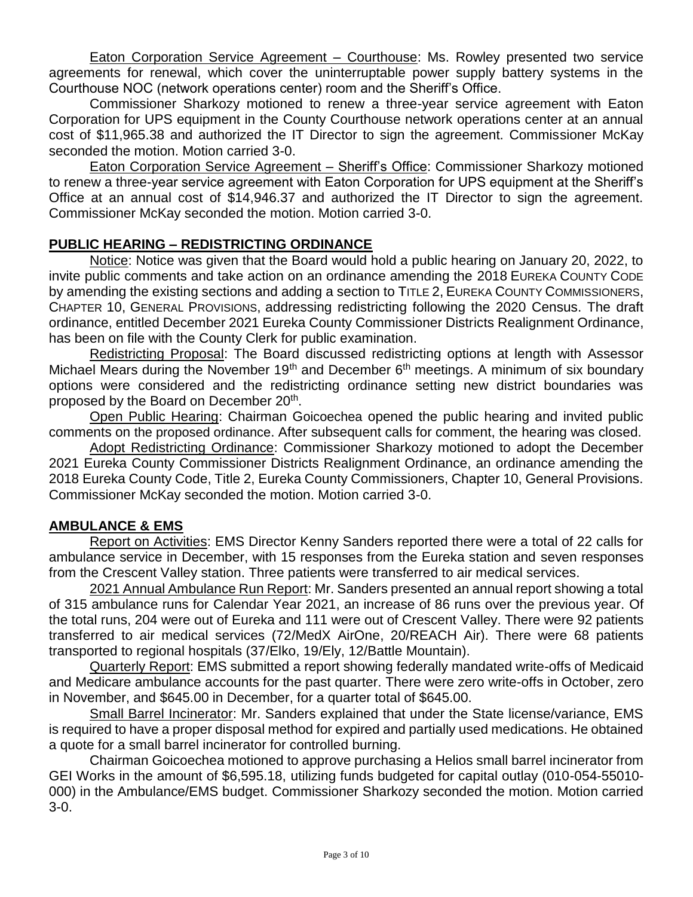<u>Eaton Corporation Service Agreement – Courthouse</u>: Ms. Rowley presented two service agreements for renewal, which cover the uninterruptable power supply battery systems in the Courthouse NOC (network operations center) room and the Sheriff's Office.

Commissioner Sharkozy motioned to renew a three-year service agreement with Eaton Corporation for UPS equipment in the County Courthouse network operations center at an annual cost of $11,965.38 and authorized the IT Director to sign the agreement. Commissioner McKay seconded the motion. Motion carried 3-0.

<u>Eaton Corporation Service Agreement – Sheriff's Office</u>: Commissioner Sharkozy motioned to renew a three-year service agreement with Eaton Corporation for UPS equipment at the Sheriff's Office at an annual cost of $14,946.37 and authorized the IT Director to sign the agreement. Commissioner McKay seconded the motion. Motion carried 3-0.

## PUBLIC HEARING – REDISTRICTING ORDINANCE

<u>Notice</u>: Notice was given that the Board would hold a public hearing on January 20, 2022, to invite public comments and take action on an ordinance amending the 2018 EUREKA COUNTY CODE by amending the existing sections and adding a section to TITLE 2, EUREKA COUNTY COMMISSIONERS, CHAPTER 10, GENERAL PROVISIONS, addressing redistricting following the 2020 Census. The draft ordinance, entitled December 2021 Eureka County Commissioner Districts Realignment Ordinance, has been on file with the County Clerk for public examination.

<u>Redistricting Proposal</u>: The Board discussed redistricting options at length with Assessor Michael Mears during the November 19th and December 6th meetings. A minimum of six boundary options were considered and the redistricting ordinance setting new district boundaries was proposed by the Board on December 20th.

<u>Open Public Hearing</u>: Chairman Goicoechea opened the public hearing and invited public comments on the proposed ordinance. After subsequent calls for comment, the hearing was closed.

<u>Adopt Redistricting Ordinance</u>: Commissioner Sharkozy motioned to adopt the December 2021 Eureka County Commissioner Districts Realignment Ordinance, an ordinance amending the 2018 Eureka County Code, Title 2, Eureka County Commissioners, Chapter 10, General Provisions. Commissioner McKay seconded the motion. Motion carried 3-0.

## AMBULANCE & EMS

<u>Report on Activities</u>: EMS Director Kenny Sanders reported there were a total of 22 calls for ambulance service in December, with 15 responses from the Eureka station and seven responses from the Crescent Valley station. Three patients were transferred to air medical services.

<u>2021 Annual Ambulance Run Report</u>: Mr. Sanders presented an annual report showing a total of 315 ambulance runs for Calendar Year 2021, an increase of 86 runs over the previous year. Of the total runs, 204 were out of Eureka and 111 were out of Crescent Valley. There were 92 patients transferred to air medical services (72/MedX AirOne, 20/REACH Air). There were 68 patients transported to regional hospitals (37/Elko, 19/Ely, 12/Battle Mountain).

<u>Quarterly Report</u>: EMS submitted a report showing federally mandated write-offs of Medicaid and Medicare ambulance accounts for the past quarter. There were zero write-offs in October, zero in November, and $645.00 in December, for a quarter total of $645.00.

<u>Small Barrel Incinerator</u>: Mr. Sanders explained that under the State license/variance, EMS is required to have a proper disposal method for expired and partially used medications. He obtained a quote for a small barrel incinerator for controlled burning.

Chairman Goicoechea motioned to approve purchasing a Helios small barrel incinerator from GEI Works in the amount of $6,595.18, utilizing funds budgeted for capital outlay (010-054-55010-000) in the Ambulance/EMS budget. Commissioner Sharkozy seconded the motion. Motion carried 3-0.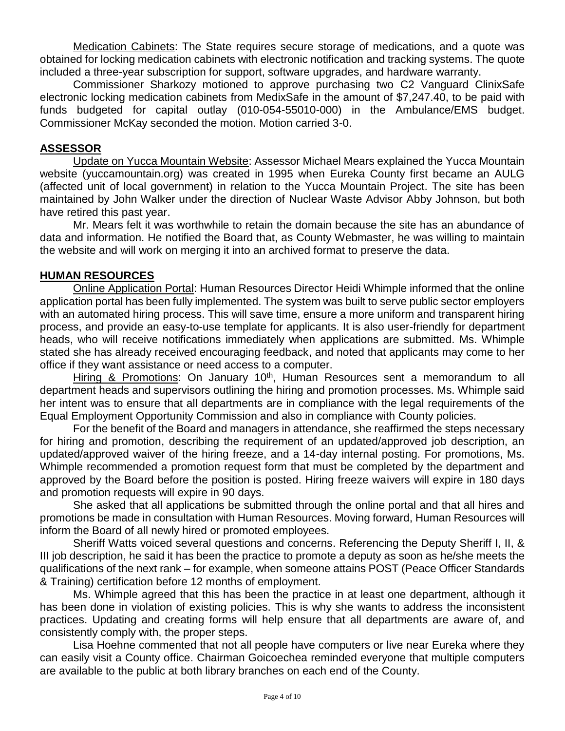Medication Cabinets: The State requires secure storage of medications, and a quote was obtained for locking medication cabinets with electronic notification and tracking systems. The quote included a three-year subscription for support, software upgrades, and hardware warranty.

Commissioner Sharkozy motioned to approve purchasing two C2 Vanguard ClinixSafe electronic locking medication cabinets from MedixSafe in the amount of $7,247.40, to be paid with funds budgeted for capital outlay (010-054-55010-000) in the Ambulance/EMS budget. Commissioner McKay seconded the motion. Motion carried 3-0.

## ASSESSOR

Update on Yucca Mountain Website: Assessor Michael Mears explained the Yucca Mountain website (yuccamountain.org) was created in 1995 when Eureka County first became an AULG (affected unit of local government) in relation to the Yucca Mountain Project. The site has been maintained by John Walker under the direction of Nuclear Waste Advisor Abby Johnson, but both have retired this past year.

Mr. Mears felt it was worthwhile to retain the domain because the site has an abundance of data and information. He notified the Board that, as County Webmaster, he was willing to maintain the website and will work on merging it into an archived format to preserve the data.

## HUMAN RESOURCES

Online Application Portal: Human Resources Director Heidi Whimple informed that the online application portal has been fully implemented. The system was built to serve public sector employers with an automated hiring process. This will save time, ensure a more uniform and transparent hiring process, and provide an easy-to-use template for applicants. It is also user-friendly for department heads, who will receive notifications immediately when applications are submitted. Ms. Whimple stated she has already received encouraging feedback, and noted that applicants may come to her office if they want assistance or need access to a computer.

Hiring & Promotions: On January 10th, Human Resources sent a memorandum to all department heads and supervisors outlining the hiring and promotion processes. Ms. Whimple said her intent was to ensure that all departments are in compliance with the legal requirements of the Equal Employment Opportunity Commission and also in compliance with County policies.

For the benefit of the Board and managers in attendance, she reaffirmed the steps necessary for hiring and promotion, describing the requirement of an updated/approved job description, an updated/approved waiver of the hiring freeze, and a 14-day internal posting. For promotions, Ms. Whimple recommended a promotion request form that must be completed by the department and approved by the Board before the position is posted. Hiring freeze waivers will expire in 180 days and promotion requests will expire in 90 days.

She asked that all applications be submitted through the online portal and that all hires and promotions be made in consultation with Human Resources. Moving forward, Human Resources will inform the Board of all newly hired or promoted employees.

Sheriff Watts voiced several questions and concerns. Referencing the Deputy Sheriff I, II, & III job description, he said it has been the practice to promote a deputy as soon as he/she meets the qualifications of the next rank – for example, when someone attains POST (Peace Officer Standards & Training) certification before 12 months of employment.

Ms. Whimple agreed that this has been the practice in at least one department, although it has been done in violation of existing policies. This is why she wants to address the inconsistent practices. Updating and creating forms will help ensure that all departments are aware of, and consistently comply with, the proper steps.

Lisa Hoehne commented that not all people have computers or live near Eureka where they can easily visit a County office. Chairman Goicoechea reminded everyone that multiple computers are available to the public at both library branches on each end of the County.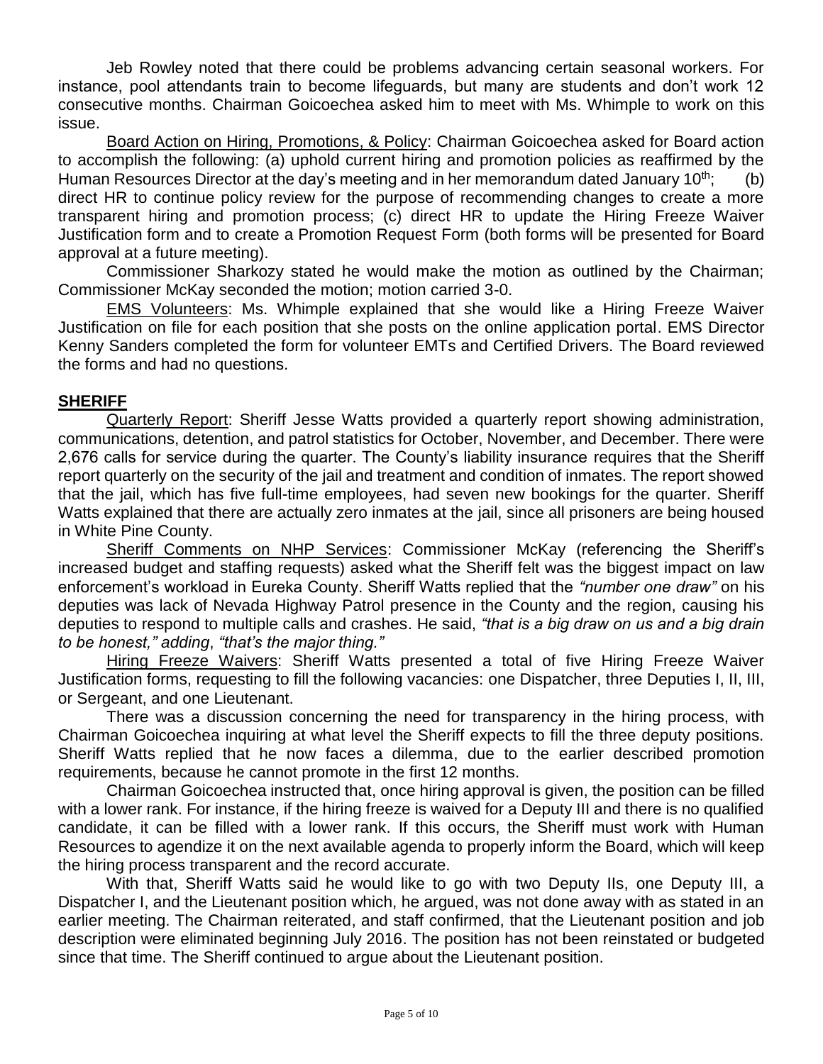Jeb Rowley noted that there could be problems advancing certain seasonal workers. For instance, pool attendants train to become lifeguards, but many are students and don't work 12 consecutive months. Chairman Goicoechea asked him to meet with Ms. Whimple to work on this issue.

Board Action on Hiring, Promotions, & Policy: Chairman Goicoechea asked for Board action to accomplish the following: (a) uphold current hiring and promotion policies as reaffirmed by the Human Resources Director at the day's meeting and in her memorandum dated January 10th; (b) direct HR to continue policy review for the purpose of recommending changes to create a more transparent hiring and promotion process; (c) direct HR to update the Hiring Freeze Waiver Justification form and to create a Promotion Request Form (both forms will be presented for Board approval at a future meeting).

Commissioner Sharkozy stated he would make the motion as outlined by the Chairman; Commissioner McKay seconded the motion; motion carried 3-0.

EMS Volunteers: Ms. Whimple explained that she would like a Hiring Freeze Waiver Justification on file for each position that she posts on the online application portal. EMS Director Kenny Sanders completed the form for volunteer EMTs and Certified Drivers. The Board reviewed the forms and had no questions.

## SHERIFF

Quarterly Report: Sheriff Jesse Watts provided a quarterly report showing administration, communications, detention, and patrol statistics for October, November, and December. There were 2,676 calls for service during the quarter. The County's liability insurance requires that the Sheriff report quarterly on the security of the jail and treatment and condition of inmates. The report showed that the jail, which has five full-time employees, had seven new bookings for the quarter. Sheriff Watts explained that there are actually zero inmates at the jail, since all prisoners are being housed in White Pine County.

Sheriff Comments on NHP Services: Commissioner McKay (referencing the Sheriff's increased budget and staffing requests) asked what the Sheriff felt was the biggest impact on law enforcement's workload in Eureka County. Sheriff Watts replied that the *"number one draw"* on his deputies was lack of Nevada Highway Patrol presence in the County and the region, causing his deputies to respond to multiple calls and crashes. He said, *"that is a big draw on us and a big drain to be honest," adding*, *"that's the major thing."*

Hiring Freeze Waivers: Sheriff Watts presented a total of five Hiring Freeze Waiver Justification forms, requesting to fill the following vacancies: one Dispatcher, three Deputies I, II, III, or Sergeant, and one Lieutenant.

There was a discussion concerning the need for transparency in the hiring process, with Chairman Goicoechea inquiring at what level the Sheriff expects to fill the three deputy positions. Sheriff Watts replied that he now faces a dilemma, due to the earlier described promotion requirements, because he cannot promote in the first 12 months.

Chairman Goicoechea instructed that, once hiring approval is given, the position can be filled with a lower rank. For instance, if the hiring freeze is waived for a Deputy III and there is no qualified candidate, it can be filled with a lower rank. If this occurs, the Sheriff must work with Human Resources to agendize it on the next available agenda to properly inform the Board, which will keep the hiring process transparent and the record accurate.

With that, Sheriff Watts said he would like to go with two Deputy IIs, one Deputy III, a Dispatcher I, and the Lieutenant position which, he argued, was not done away with as stated in an earlier meeting. The Chairman reiterated, and staff confirmed, that the Lieutenant position and job description were eliminated beginning July 2016. The position has not been reinstated or budgeted since that time. The Sheriff continued to argue about the Lieutenant position.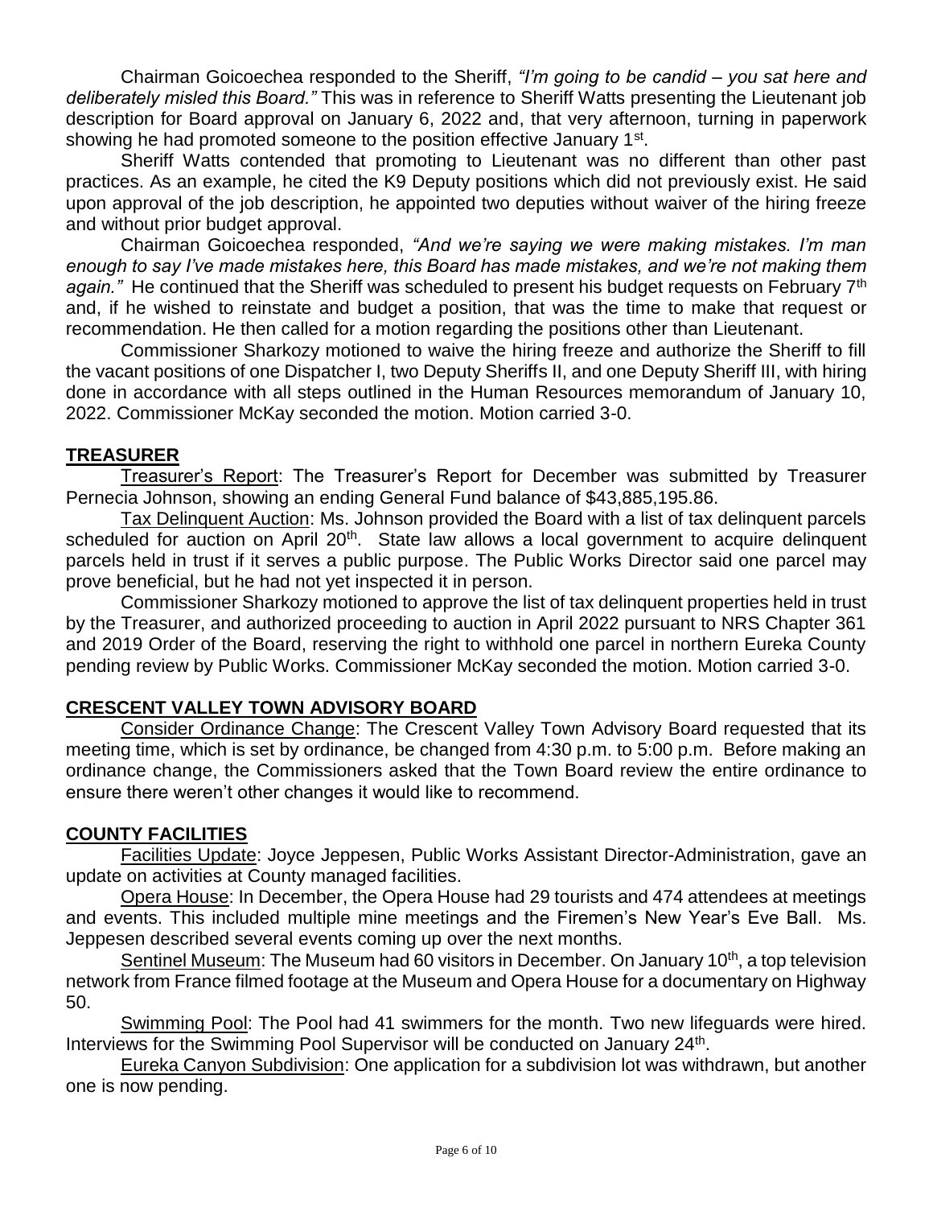Chairman Goicoechea responded to the Sheriff, *"I'm going to be candid – you sat here and deliberately misled this Board."* This was in reference to Sheriff Watts presenting the Lieutenant job description for Board approval on January 6, 2022 and, that very afternoon, turning in paperwork showing he had promoted someone to the position effective January 1st.

Sheriff Watts contended that promoting to Lieutenant was no different than other past practices. As an example, he cited the K9 Deputy positions which did not previously exist. He said upon approval of the job description, he appointed two deputies without waiver of the hiring freeze and without prior budget approval.

Chairman Goicoechea responded, *"And we're saying we were making mistakes. I'm man enough to say I've made mistakes here, this Board has made mistakes, and we're not making them again."* He continued that the Sheriff was scheduled to present his budget requests on February 7th and, if he wished to reinstate and budget a position, that was the time to make that request or recommendation. He then called for a motion regarding the positions other than Lieutenant.

Commissioner Sharkozy motioned to waive the hiring freeze and authorize the Sheriff to fill the vacant positions of one Dispatcher I, two Deputy Sheriffs II, and one Deputy Sheriff III, with hiring done in accordance with all steps outlined in the Human Resources memorandum of January 10, 2022. Commissioner McKay seconded the motion. Motion carried 3-0.

## TREASURER

Treasurer's Report: The Treasurer's Report for December was submitted by Treasurer Pernecia Johnson, showing an ending General Fund balance of $43,885,195.86.

Tax Delinquent Auction: Ms. Johnson provided the Board with a list of tax delinquent parcels scheduled for auction on April 20th. State law allows a local government to acquire delinquent parcels held in trust if it serves a public purpose. The Public Works Director said one parcel may prove beneficial, but he had not yet inspected it in person.

Commissioner Sharkozy motioned to approve the list of tax delinquent properties held in trust by the Treasurer, and authorized proceeding to auction in April 2022 pursuant to NRS Chapter 361 and 2019 Order of the Board, reserving the right to withhold one parcel in northern Eureka County pending review by Public Works. Commissioner McKay seconded the motion. Motion carried 3-0.

## CRESCENT VALLEY TOWN ADVISORY BOARD

Consider Ordinance Change: The Crescent Valley Town Advisory Board requested that its meeting time, which is set by ordinance, be changed from 4:30 p.m. to 5:00 p.m. Before making an ordinance change, the Commissioners asked that the Town Board review the entire ordinance to ensure there weren't other changes it would like to recommend.

## COUNTY FACILITIES

Facilities Update: Joyce Jeppesen, Public Works Assistant Director-Administration, gave an update on activities at County managed facilities.

Opera House: In December, the Opera House had 29 tourists and 474 attendees at meetings and events. This included multiple mine meetings and the Firemen's New Year's Eve Ball. Ms. Jeppesen described several events coming up over the next months.

Sentinel Museum: The Museum had 60 visitors in December. On January 10th, a top television network from France filmed footage at the Museum and Opera House for a documentary on Highway 50.

Swimming Pool: The Pool had 41 swimmers for the month. Two new lifeguards were hired. Interviews for the Swimming Pool Supervisor will be conducted on January 24th.

Eureka Canyon Subdivision: One application for a subdivision lot was withdrawn, but another one is now pending.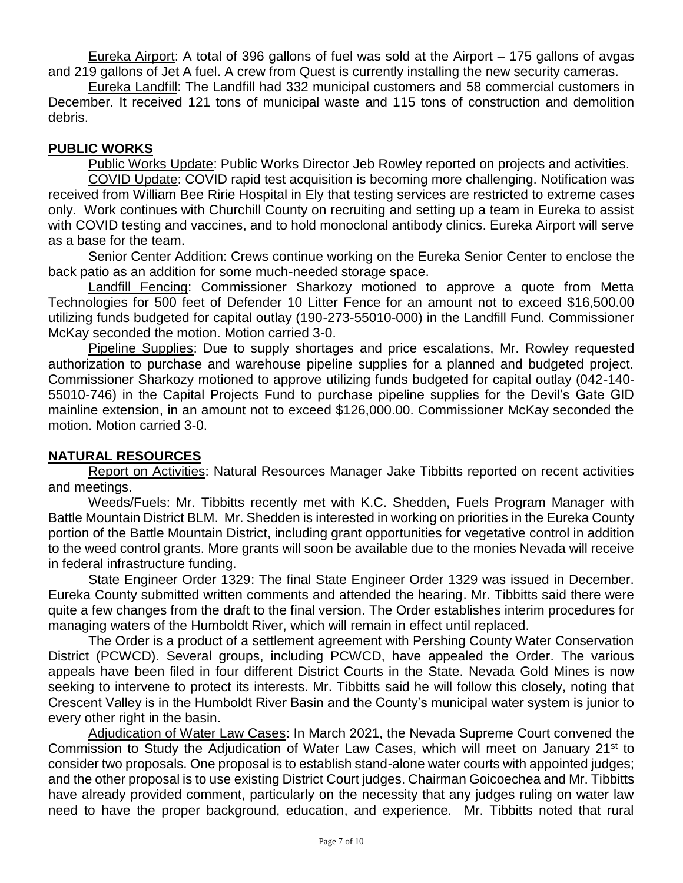Eureka Airport: A total of 396 gallons of fuel was sold at the Airport – 175 gallons of avgas and 219 gallons of Jet A fuel. A crew from Quest is currently installing the new security cameras.

Eureka Landfill: The Landfill had 332 municipal customers and 58 commercial customers in December. It received 121 tons of municipal waste and 115 tons of construction and demolition debris.

## PUBLIC WORKS

Public Works Update: Public Works Director Jeb Rowley reported on projects and activities.

COVID Update: COVID rapid test acquisition is becoming more challenging. Notification was received from William Bee Ririe Hospital in Ely that testing services are restricted to extreme cases only. Work continues with Churchill County on recruiting and setting up a team in Eureka to assist with COVID testing and vaccines, and to hold monoclonal antibody clinics. Eureka Airport will serve as a base for the team.

Senior Center Addition: Crews continue working on the Eureka Senior Center to enclose the back patio as an addition for some much-needed storage space.

Landfill Fencing: Commissioner Sharkozy motioned to approve a quote from Metta Technologies for 500 feet of Defender 10 Litter Fence for an amount not to exceed $16,500.00 utilizing funds budgeted for capital outlay (190-273-55010-000) in the Landfill Fund. Commissioner McKay seconded the motion. Motion carried 3-0.

Pipeline Supplies: Due to supply shortages and price escalations, Mr. Rowley requested authorization to purchase and warehouse pipeline supplies for a planned and budgeted project. Commissioner Sharkozy motioned to approve utilizing funds budgeted for capital outlay (042-140-55010-746) in the Capital Projects Fund to purchase pipeline supplies for the Devil's Gate GID mainline extension, in an amount not to exceed $126,000.00. Commissioner McKay seconded the motion. Motion carried 3-0.

## NATURAL RESOURCES

Report on Activities: Natural Resources Manager Jake Tibbitts reported on recent activities and meetings.

Weeds/Fuels: Mr. Tibbitts recently met with K.C. Shedden, Fuels Program Manager with Battle Mountain District BLM. Mr. Shedden is interested in working on priorities in the Eureka County portion of the Battle Mountain District, including grant opportunities for vegetative control in addition to the weed control grants. More grants will soon be available due to the monies Nevada will receive in federal infrastructure funding.

State Engineer Order 1329: The final State Engineer Order 1329 was issued in December. Eureka County submitted written comments and attended the hearing. Mr. Tibbitts said there were quite a few changes from the draft to the final version. The Order establishes interim procedures for managing waters of the Humboldt River, which will remain in effect until replaced.

The Order is a product of a settlement agreement with Pershing County Water Conservation District (PCWCD). Several groups, including PCWCD, have appealed the Order. The various appeals have been filed in four different District Courts in the State. Nevada Gold Mines is now seeking to intervene to protect its interests. Mr. Tibbitts said he will follow this closely, noting that Crescent Valley is in the Humboldt River Basin and the County's municipal water system is junior to every other right in the basin.

Adjudication of Water Law Cases: In March 2021, the Nevada Supreme Court convened the Commission to Study the Adjudication of Water Law Cases, which will meet on January 21st to consider two proposals. One proposal is to establish stand-alone water courts with appointed judges; and the other proposal is to use existing District Court judges. Chairman Goicoechea and Mr. Tibbitts have already provided comment, particularly on the necessity that any judges ruling on water law need to have the proper background, education, and experience. Mr. Tibbitts noted that rural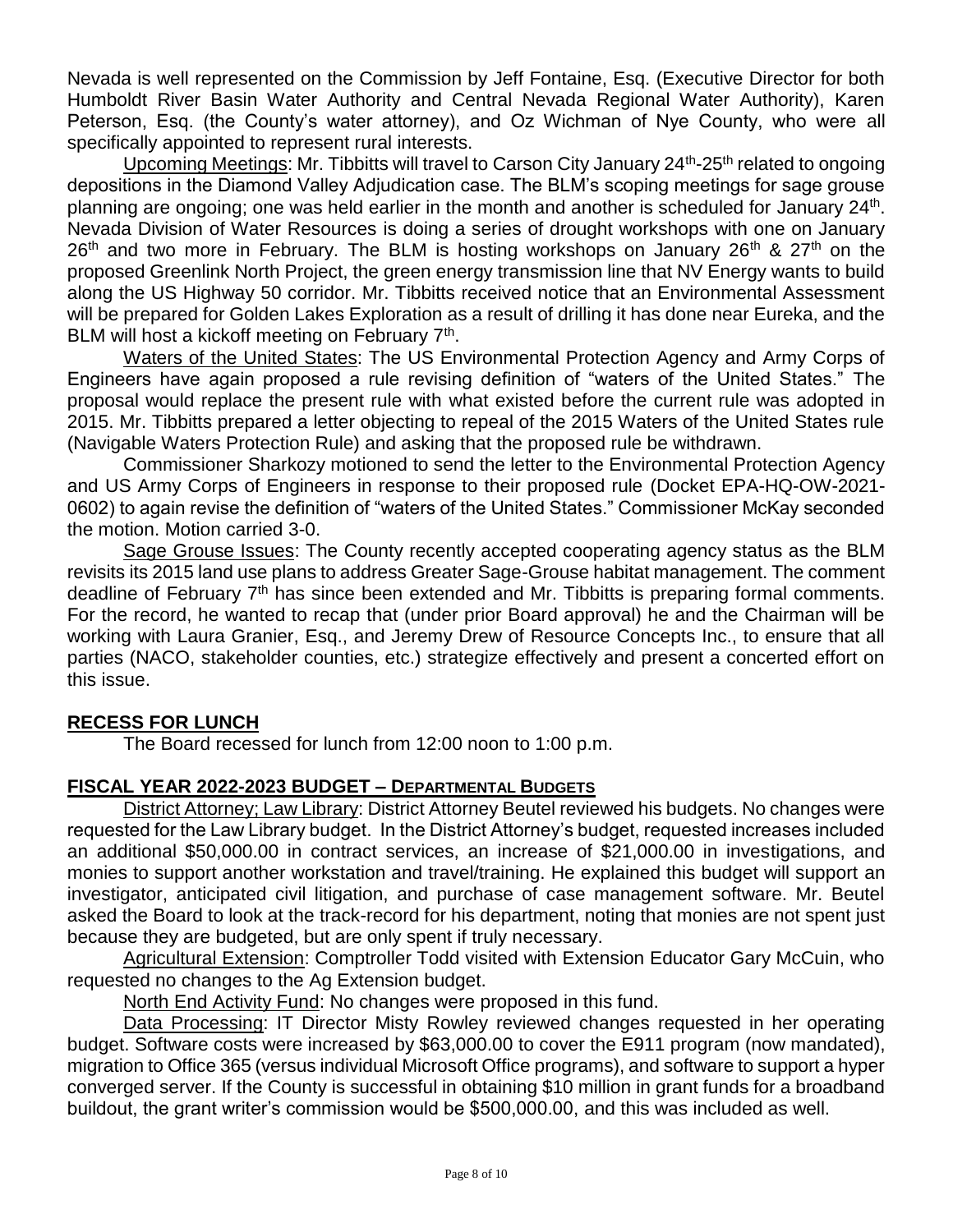Nevada is well represented on the Commission by Jeff Fontaine, Esq. (Executive Director for both Humboldt River Basin Water Authority and Central Nevada Regional Water Authority), Karen Peterson, Esq. (the County's water attorney), and Oz Wichman of Nye County, who were all specifically appointed to represent rural interests.

Upcoming Meetings: Mr. Tibbitts will travel to Carson City January 24th-25th related to ongoing depositions in the Diamond Valley Adjudication case. The BLM's scoping meetings for sage grouse planning are ongoing; one was held earlier in the month and another is scheduled for January 24th. Nevada Division of Water Resources is doing a series of drought workshops with one on January 26th and two more in February. The BLM is hosting workshops on January 26th & 27th on the proposed Greenlink North Project, the green energy transmission line that NV Energy wants to build along the US Highway 50 corridor. Mr. Tibbitts received notice that an Environmental Assessment will be prepared for Golden Lakes Exploration as a result of drilling it has done near Eureka, and the BLM will host a kickoff meeting on February 7th.

Waters of the United States: The US Environmental Protection Agency and Army Corps of Engineers have again proposed a rule revising definition of "waters of the United States." The proposal would replace the present rule with what existed before the current rule was adopted in 2015. Mr. Tibbitts prepared a letter objecting to repeal of the 2015 Waters of the United States rule (Navigable Waters Protection Rule) and asking that the proposed rule be withdrawn.

Commissioner Sharkozy motioned to send the letter to the Environmental Protection Agency and US Army Corps of Engineers in response to their proposed rule (Docket EPA-HQ-OW-2021-0602) to again revise the definition of "waters of the United States." Commissioner McKay seconded the motion. Motion carried 3-0.

Sage Grouse Issues: The County recently accepted cooperating agency status as the BLM revisits its 2015 land use plans to address Greater Sage-Grouse habitat management. The comment deadline of February 7th has since been extended and Mr. Tibbitts is preparing formal comments. For the record, he wanted to recap that (under prior Board approval) he and the Chairman will be working with Laura Granier, Esq., and Jeremy Drew of Resource Concepts Inc., to ensure that all parties (NACO, stakeholder counties, etc.) strategize effectively and present a concerted effort on this issue.

## RECESS FOR LUNCH

The Board recessed for lunch from 12:00 noon to 1:00 p.m.

## FISCAL YEAR 2022-2023 BUDGET – DEPARTMENTAL BUDGETS

District Attorney; Law Library: District Attorney Beutel reviewed his budgets. No changes were requested for the Law Library budget. In the District Attorney's budget, requested increases included an additional $50,000.00 in contract services, an increase of $21,000.00 in investigations, and monies to support another workstation and travel/training. He explained this budget will support an investigator, anticipated civil litigation, and purchase of case management software. Mr. Beutel asked the Board to look at the track-record for his department, noting that monies are not spent just because they are budgeted, but are only spent if truly necessary.

Agricultural Extension: Comptroller Todd visited with Extension Educator Gary McCuin, who requested no changes to the Ag Extension budget.

North End Activity Fund: No changes were proposed in this fund.

Data Processing: IT Director Misty Rowley reviewed changes requested in her operating budget. Software costs were increased by $63,000.00 to cover the E911 program (now mandated), migration to Office 365 (versus individual Microsoft Office programs), and software to support a hyper converged server. If the County is successful in obtaining $10 million in grant funds for a broadband buildout, the grant writer's commission would be $500,000.00, and this was included as well.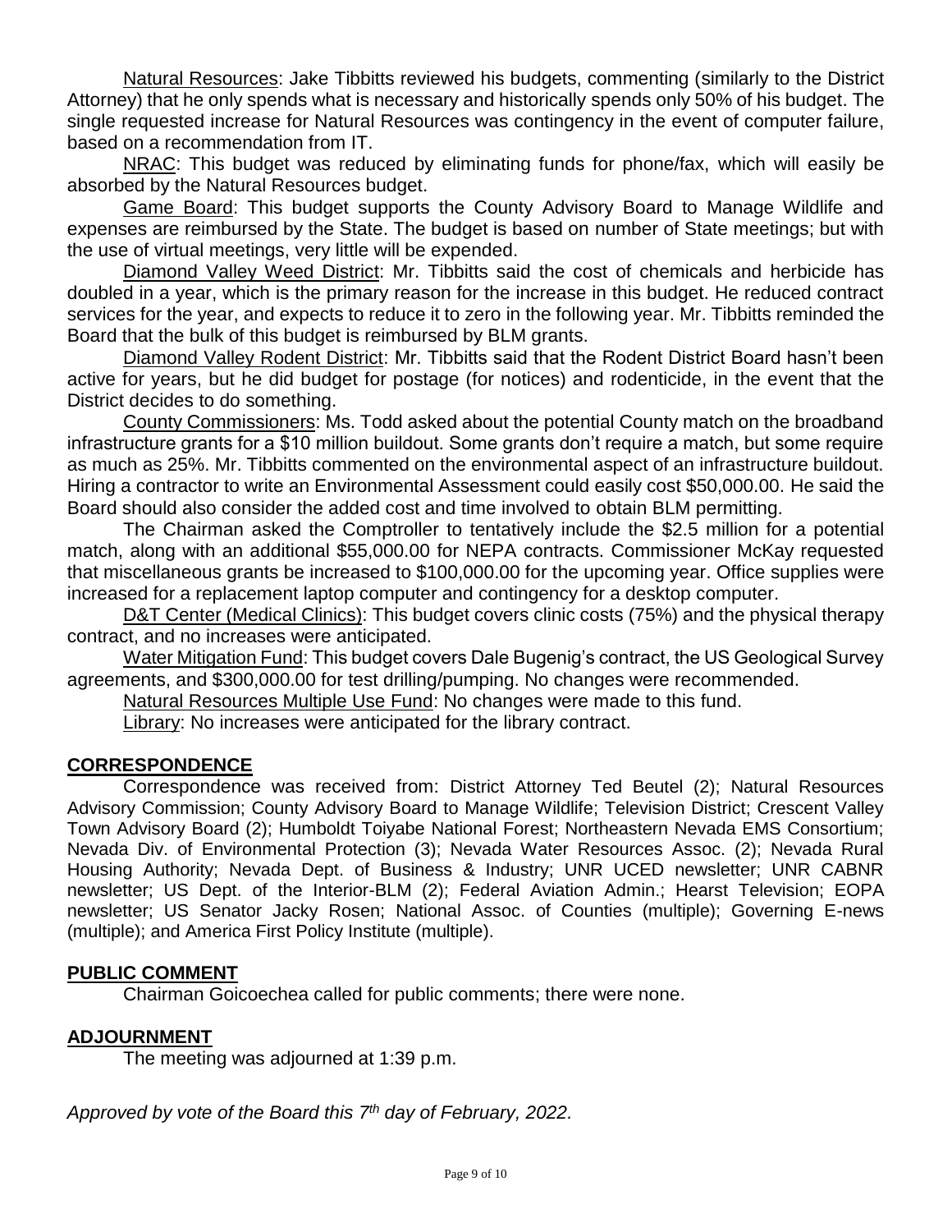Natural Resources: Jake Tibbitts reviewed his budgets, commenting (similarly to the District Attorney) that he only spends what is necessary and historically spends only 50% of his budget. The single requested increase for Natural Resources was contingency in the event of computer failure, based on a recommendation from IT.

NRAC: This budget was reduced by eliminating funds for phone/fax, which will easily be absorbed by the Natural Resources budget.

Game Board: This budget supports the County Advisory Board to Manage Wildlife and expenses are reimbursed by the State. The budget is based on number of State meetings; but with the use of virtual meetings, very little will be expended.

Diamond Valley Weed District: Mr. Tibbitts said the cost of chemicals and herbicide has doubled in a year, which is the primary reason for the increase in this budget. He reduced contract services for the year, and expects to reduce it to zero in the following year. Mr. Tibbitts reminded the Board that the bulk of this budget is reimbursed by BLM grants.

Diamond Valley Rodent District: Mr. Tibbitts said that the Rodent District Board hasn't been active for years, but he did budget for postage (for notices) and rodenticide, in the event that the District decides to do something.

County Commissioners: Ms. Todd asked about the potential County match on the broadband infrastructure grants for a $10 million buildout. Some grants don't require a match, but some require as much as 25%. Mr. Tibbitts commented on the environmental aspect of an infrastructure buildout. Hiring a contractor to write an Environmental Assessment could easily cost $50,000.00. He said the Board should also consider the added cost and time involved to obtain BLM permitting.

The Chairman asked the Comptroller to tentatively include the $2.5 million for a potential match, along with an additional $55,000.00 for NEPA contracts. Commissioner McKay requested that miscellaneous grants be increased to $100,000.00 for the upcoming year. Office supplies were increased for a replacement laptop computer and contingency for a desktop computer.

D&T Center (Medical Clinics): This budget covers clinic costs (75%) and the physical therapy contract, and no increases were anticipated.

Water Mitigation Fund: This budget covers Dale Bugenig's contract, the US Geological Survey agreements, and $300,000.00 for test drilling/pumping. No changes were recommended.

Natural Resources Multiple Use Fund: No changes were made to this fund.

Library: No increases were anticipated for the library contract.

## CORRESPONDENCE

Correspondence was received from: District Attorney Ted Beutel (2); Natural Resources Advisory Commission; County Advisory Board to Manage Wildlife; Television District; Crescent Valley Town Advisory Board (2); Humboldt Toiyabe National Forest; Northeastern Nevada EMS Consortium; Nevada Div. of Environmental Protection (3); Nevada Water Resources Assoc. (2); Nevada Rural Housing Authority; Nevada Dept. of Business & Industry; UNR UCED newsletter; UNR CABNR newsletter; US Dept. of the Interior-BLM (2); Federal Aviation Admin.; Hearst Television; EOPA newsletter; US Senator Jacky Rosen; National Assoc. of Counties (multiple); Governing E-news (multiple); and America First Policy Institute (multiple).

## PUBLIC COMMENT

Chairman Goicoechea called for public comments; there were none.

## ADJOURNMENT

The meeting was adjourned at 1:39 p.m.

*Approved by vote of the Board this 7th day of February, 2022.*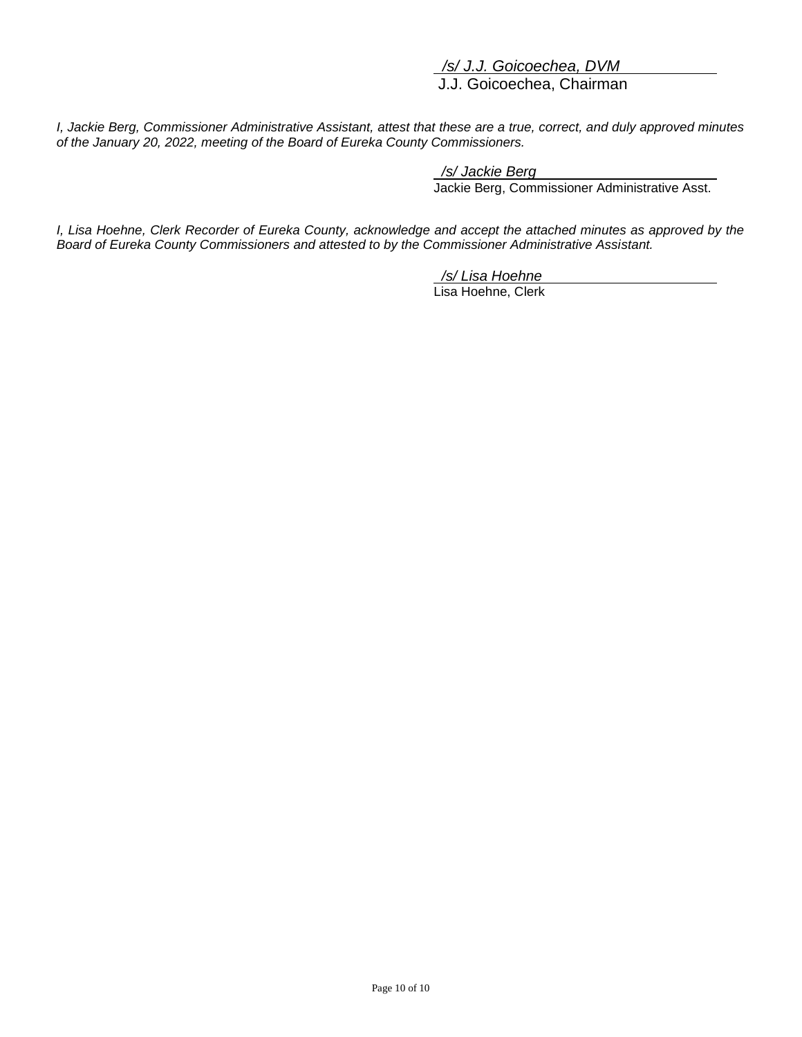*/s/ J.J. Goicoechea, DVM*
J.J. Goicoechea, Chairman

*I, Jackie Berg, Commissioner Administrative Assistant, attest that these are a true, correct, and duly approved minutes of the January 20, 2022, meeting of the Board of Eureka County Commissioners.*

*/s/ Jackie Berg*
Jackie Berg, Commissioner Administrative Asst.

*I, Lisa Hoehne, Clerk Recorder of Eureka County, acknowledge and accept the attached minutes as approved by the Board of Eureka County Commissioners and attested to by the Commissioner Administrative Assistant.*

*/s/ Lisa Hoehne*
Lisa Hoehne, Clerk